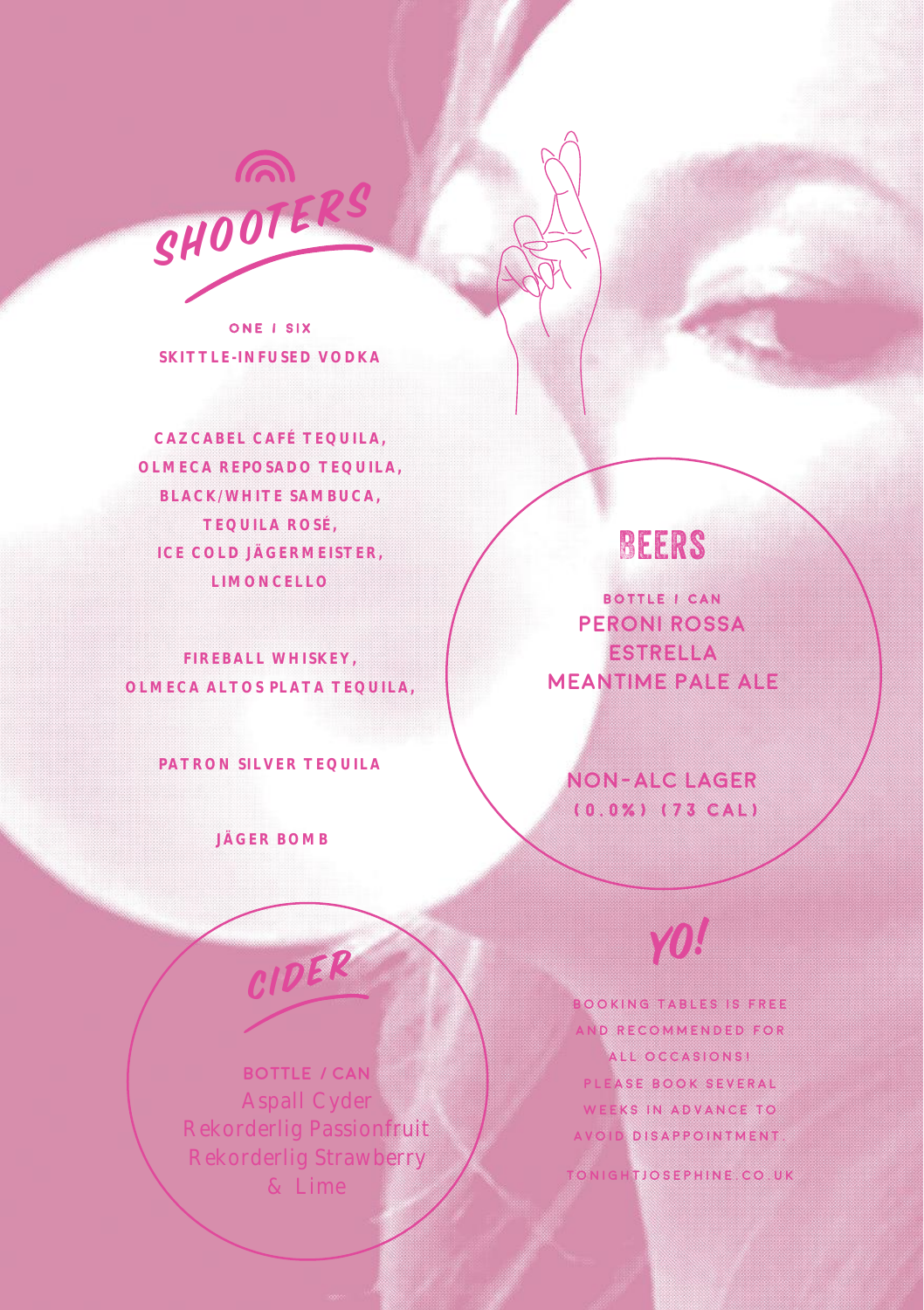## SHOOTERS

ONE / SIX

SKITTLE-INFUSED VODKA

CAZCABEL CAFÉ TEQUILA,
OLMECA REPOSADO TEQUILA,
BLACK/WHITE SAMBUCA,
TEQUILA ROSÉ,
ICE COLD JÄGERMEISTER,
LIMONCELLO

FIREBALL WHISKEY,
OLMECA ALTOS PLATA TEQUILA,

PATRON SILVER TEQUILA

JÄGER BOMB

## BEERS

BOTTLE / CAN

PERONI ROSSA
ESTRELLA
MEANTIME PALE ALE

NON-ALC LAGER
(0.0%) (73 CAL)

## CIDER

BOTTLE / CAN

Aspall Cyder
Rekorderlig Passionfruit
Rekorderlig Strawberry & Lime

## YO!

BOOKING TABLES IS FREE AND RECOMMENDED FOR ALL OCCASIONS! PLEASE BOOK SEVERAL WEEKS IN ADVANCE TO AVOID DISAPPOINTMENT.

TONIGHTJOSEPHINE.CO.UK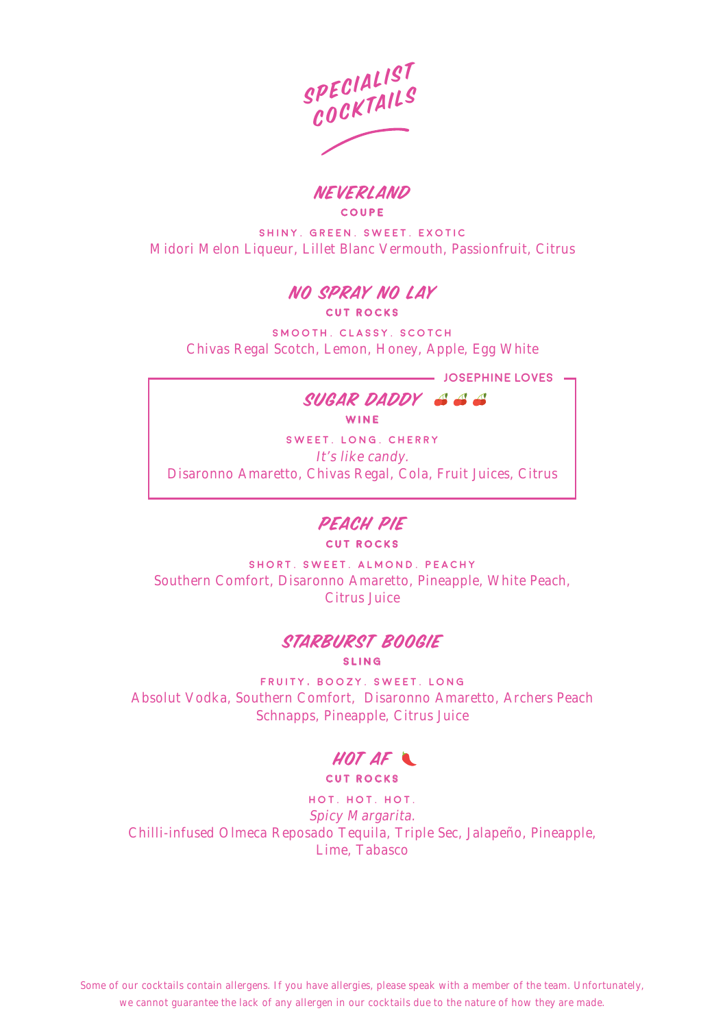# SPECIALIST COCKTAILS

## NEVERLAND

**COUPE**

SHINY. GREEN. SWEET. EXOTIC

Midori Melon Liqueur, Lillet Blanc Vermouth, Passionfruit, Citrus

## NO SPRAY NO LAY

**CUT ROCKS**

SMOOTH. CLASSY. SCOTCH

Chivas Regal Scotch, Lemon, Honey, Apple, Egg White

JOSEPHINE LOVES

## SUGAR DADDY 🍒🍒🍒

**WINE**

SWEET. LONG. CHERRY

*It's like candy.*

Disaronno Amaretto, Chivas Regal, Cola, Fruit Juices, Citrus

## PEACH PIE

**CUT ROCKS**

SHORT. SWEET. ALMOND. PEACHY

Southern Comfort, Disaronno Amaretto, Pineapple, White Peach, Citrus Juice

## STARBURST BOOGIE

**SLING**

FRUITY. BOOZY. SWEET. LONG

Absolut Vodka, Southern Comfort, Disaronno Amaretto, Archers Peach Schnapps, Pineapple, Citrus Juice

## HOT AF 🌶️

**CUT ROCKS**

HOT. HOT. HOT.

*Spicy Margarita.*

Chilli-infused Olmeca Reposado Tequila, Triple Sec, Jalapeño, Pineapple, Lime, Tabasco

Some of our cocktails contain allergens. If you have allergies, please speak with a member of the team. Unfortunately, we cannot guarantee the lack of any allergen in our cocktails due to the nature of how they are made.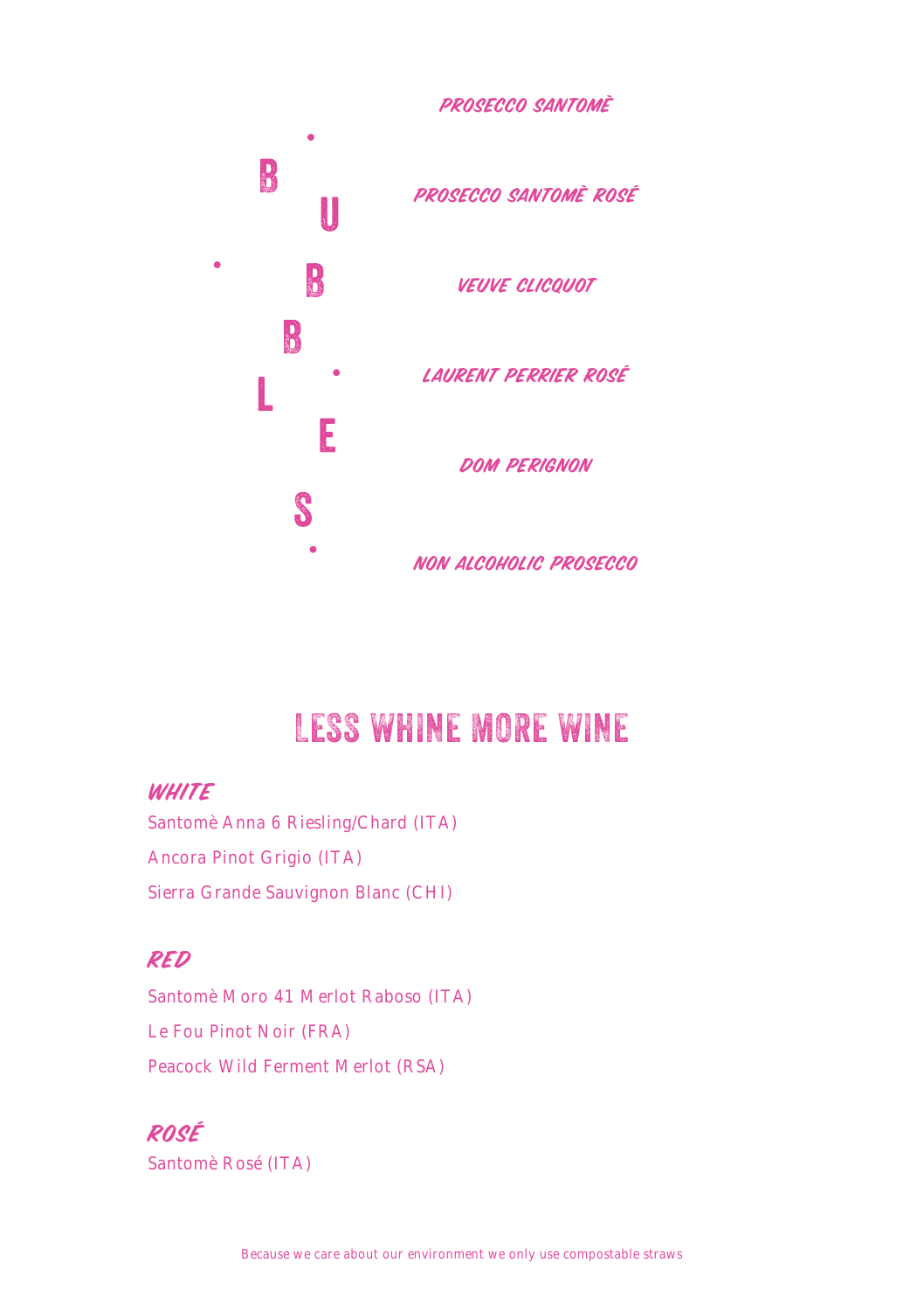## BUBBLES

*PROSECCO SANTOMÈ*

*PROSECCO SANTOMÈ ROSÉ*

*VEUVE CLICQUOT*

*LAURENT PERRIER ROSÉ*

*DOM PERIGNON*

*NON ALCOHOLIC PROSECCO*

## LESS WHINE MORE WINE

### *WHITE*

Santomè Anna 6 Riesling/Chard (ITA)

Ancora Pinot Grigio (ITA)

Sierra Grande Sauvignon Blanc (CHI)

### *RED*

Santomè Moro 41 Merlot Raboso (ITA)

Le Fou Pinot Noir (FRA)

Peacock Wild Ferment Merlot (RSA)

### *ROSÉ*

Santomè Rosé (ITA)

Because we care about our environment we only use compostable straws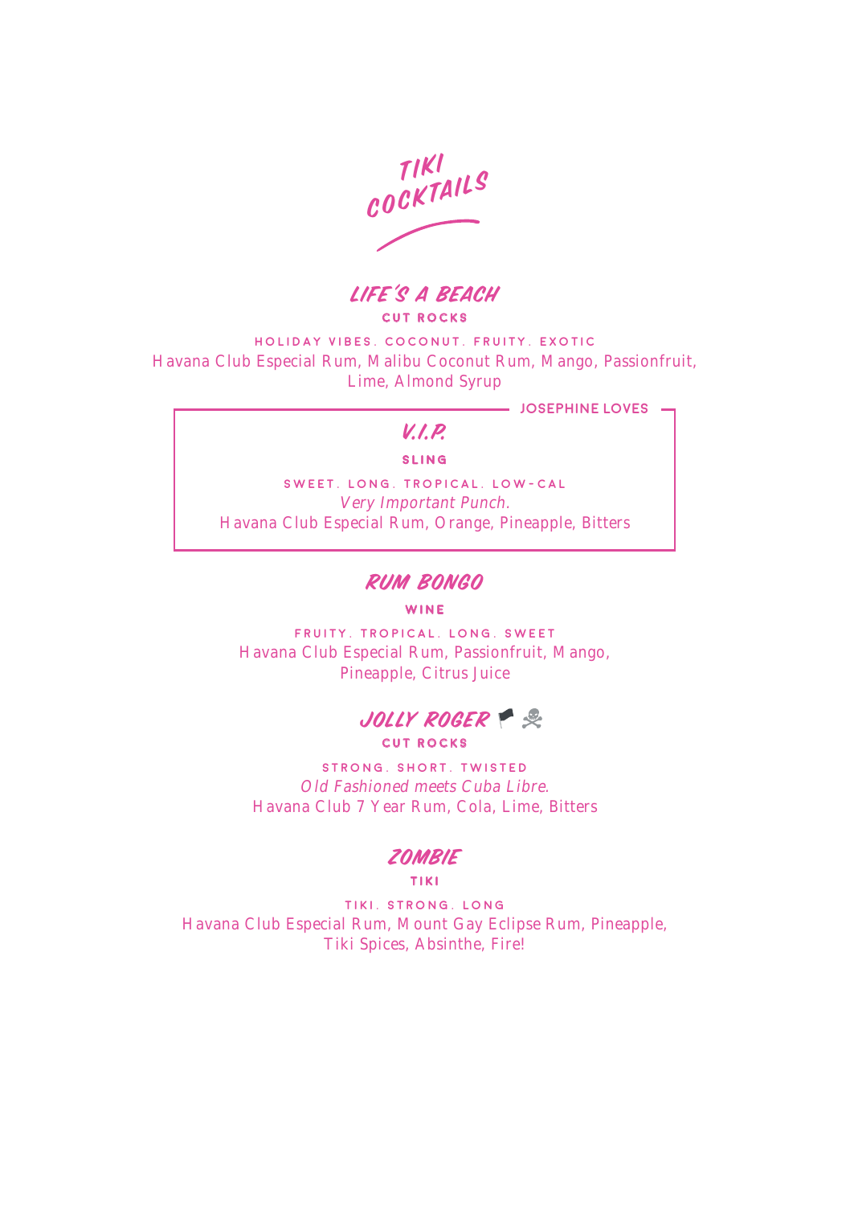# TIKI COCKTAILS

## LIFE'S A BEACH

**CUT ROCKS**

HOLIDAY VIBES. COCONUT. FRUITY. EXOTIC

Havana Club Especial Rum, Malibu Coconut Rum, Mango, Passionfruit, Lime, Almond Syrup

**JOSEPHINE LOVES**

## V.I.P.

**SLING**

SWEET. LONG. TROPICAL. LOW-CAL

*Very Important Punch.*

Havana Club Especial Rum, Orange, Pineapple, Bitters

## RUM BONGO

**WINE**

FRUITY. TROPICAL. LONG. SWEET

Havana Club Especial Rum, Passionfruit, Mango, Pineapple, Citrus Juice

## JOLLY ROGER 🏴 ☠

**CUT ROCKS**

STRONG. SHORT. TWISTED

*Old Fashioned meets Cuba Libre.*

Havana Club 7 Year Rum, Cola, Lime, Bitters

## ZOMBIE

**TIKI**

TIKI. STRONG. LONG

Havana Club Especial Rum, Mount Gay Eclipse Rum, Pineapple, Tiki Spices, Absinthe, Fire!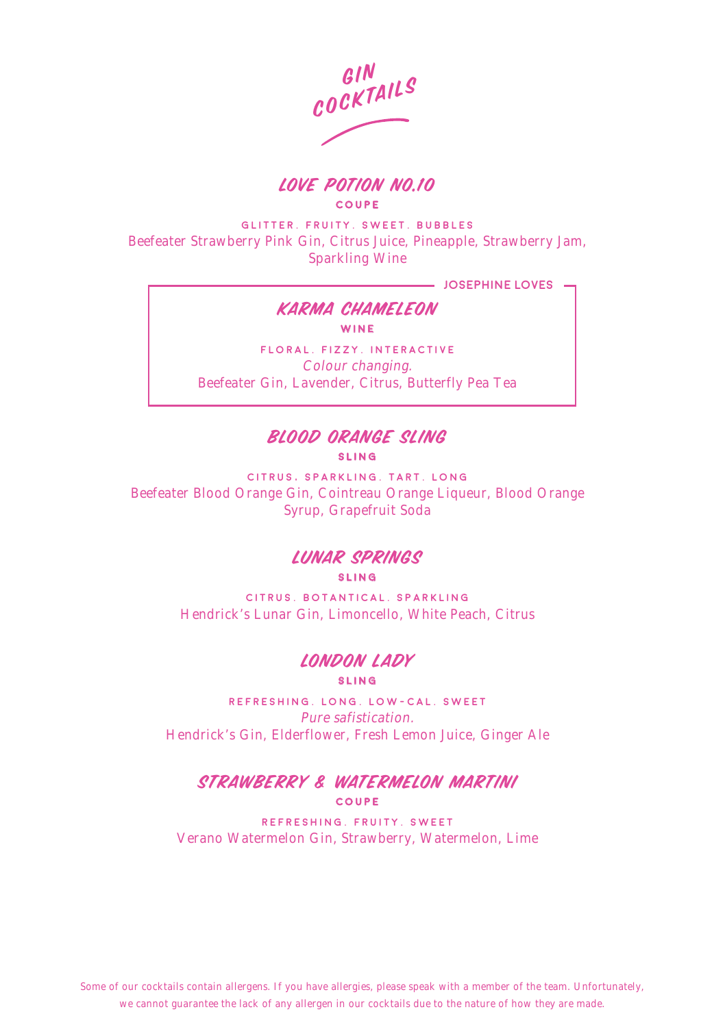# GIN COCKTAILS

## LOVE POTION NO.10

**COUPE**

GLITTER. FRUITY. SWEET. BUBBLES

Beefeater Strawberry Pink Gin, Citrus Juice, Pineapple, Strawberry Jam, Sparkling Wine

---

JOSEPHINE LOVES

## KARMA CHAMELEON

**WINE**

FLORAL. FIZZY. INTERACTIVE

*Colour changing.*

Beefeater Gin, Lavender, Citrus, Butterfly Pea Tea

---

## BLOOD ORANGE SLING

**SLING**

CITRUS. SPARKLING. TART. LONG

Beefeater Blood Orange Gin, Cointreau Orange Liqueur, Blood Orange Syrup, Grapefruit Soda

## LUNAR SPRINGS

**SLING**

CITRUS. BOTANTICAL. SPARKLING

Hendrick's Lunar Gin, Limoncello, White Peach, Citrus

## LONDON LADY

**SLING**

REFRESHING. LONG. LOW-CAL. SWEET

*Pure safistication.*

Hendrick's Gin, Elderflower, Fresh Lemon Juice, Ginger Ale

## STRAWBERRY & WATERMELON MARTINI

**COUPE**

REFRESHING. FRUITY. SWEET

Verano Watermelon Gin, Strawberry, Watermelon, Lime

Some of our cocktails contain allergens. If you have allergies, please speak with a member of the team. Unfortunately, we cannot guarantee the lack of any allergen in our cocktails due to the nature of how they are made.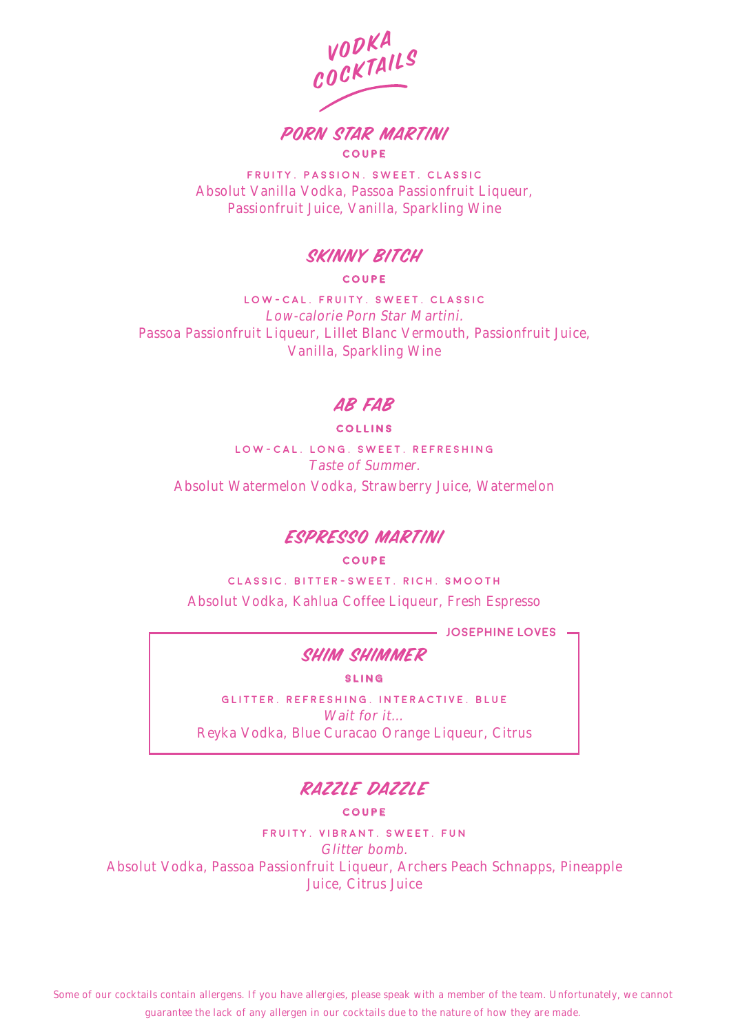# VODKA COCKTAILS

## PORN STAR MARTINI

**COUPE**

FRUITY. PASSION. SWEET. CLASSIC

Absolut Vanilla Vodka, Passoa Passionfruit Liqueur, Passionfruit Juice, Vanilla, Sparkling Wine

## SKINNY BITCH

**COUPE**

LOW-CAL. FRUITY. SWEET. CLASSIC

*Low-calorie Porn Star Martini.*

Passoa Passionfruit Liqueur, Lillet Blanc Vermouth, Passionfruit Juice, Vanilla, Sparkling Wine

## AB FAB

**COLLINS**

LOW-CAL. LONG. SWEET. REFRESHING

*Taste of Summer.*

Absolut Watermelon Vodka, Strawberry Juice, Watermelon

## ESPRESSO MARTINI

**COUPE**

CLASSIC. BITTER-SWEET. RICH. SMOOTH

Absolut Vodka, Kahlua Coffee Liqueur, Fresh Espresso

**JOSEPHINE LOVES**

## SHIM SHIMMER

**SLING**

GLITTER. REFRESHING. INTERACTIVE. BLUE

*Wait for it...*

Reyka Vodka, Blue Curacao Orange Liqueur, Citrus

## RAZZLE DAZZLE

**COUPE**

FRUITY. VIBRANT. SWEET. FUN

*Glitter bomb.*

Absolut Vodka, Passoa Passionfruit Liqueur, Archers Peach Schnapps, Pineapple Juice, Citrus Juice

Some of our cocktails contain allergens. If you have allergies, please speak with a member of the team. Unfortunately, we cannot guarantee the lack of any allergen in our cocktails due to the nature of how they are made.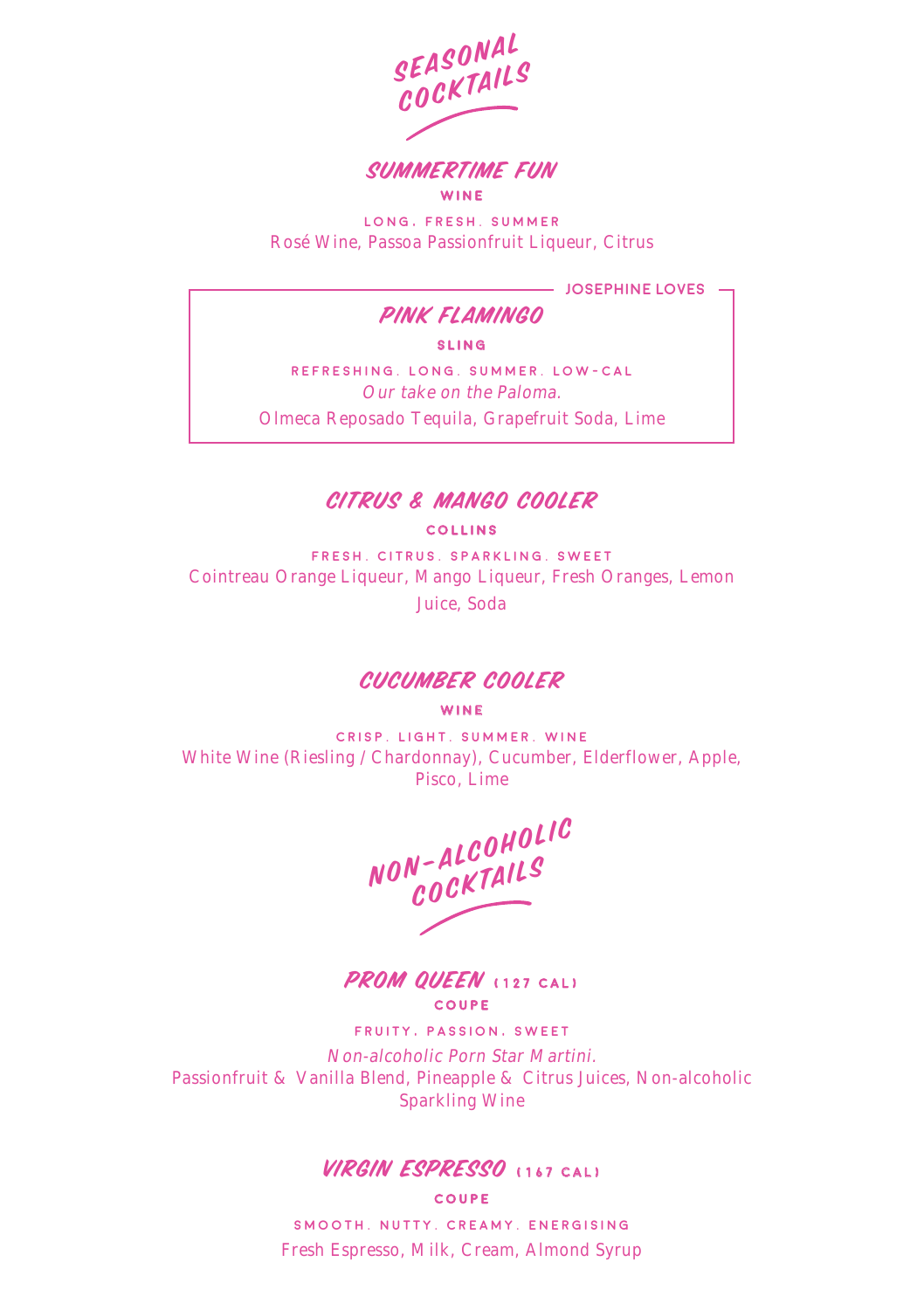# SEASONAL COCKTAILS

## SUMMERTIME FUN

**WINE**

LONG. FRESH. SUMMER

Rosé Wine, Passoa Passionfruit Liqueur, Citrus

JOSEPHINE LOVES

## PINK FLAMINGO

**SLING**

REFRESHING. LONG. SUMMER. LOW-CAL

*Our take on the Paloma.*

Olmeca Reposado Tequila, Grapefruit Soda, Lime

## CITRUS & MANGO COOLER

**COLLINS**

FRESH. CITRUS. SPARKLING. SWEET

Cointreau Orange Liqueur, Mango Liqueur, Fresh Oranges, Lemon Juice, Soda

## CUCUMBER COOLER

**WINE**

CRISP. LIGHT. SUMMER. WINE

White Wine (Riesling / Chardonnay), Cucumber, Elderflower, Apple, Pisco, Lime

# NON-ALCOHOLIC COCKTAILS

## PROM QUEEN (127 CAL)

**COUPE**

FRUITY. PASSION. SWEET

*Non-alcoholic Porn Star Martini.*

Passionfruit & Vanilla Blend, Pineapple & Citrus Juices, Non-alcoholic Sparkling Wine

## VIRGIN ESPRESSO (167 CAL)

**COUPE**

SMOOTH. NUTTY. CREAMY. ENERGISING

Fresh Espresso, Milk, Cream, Almond Syrup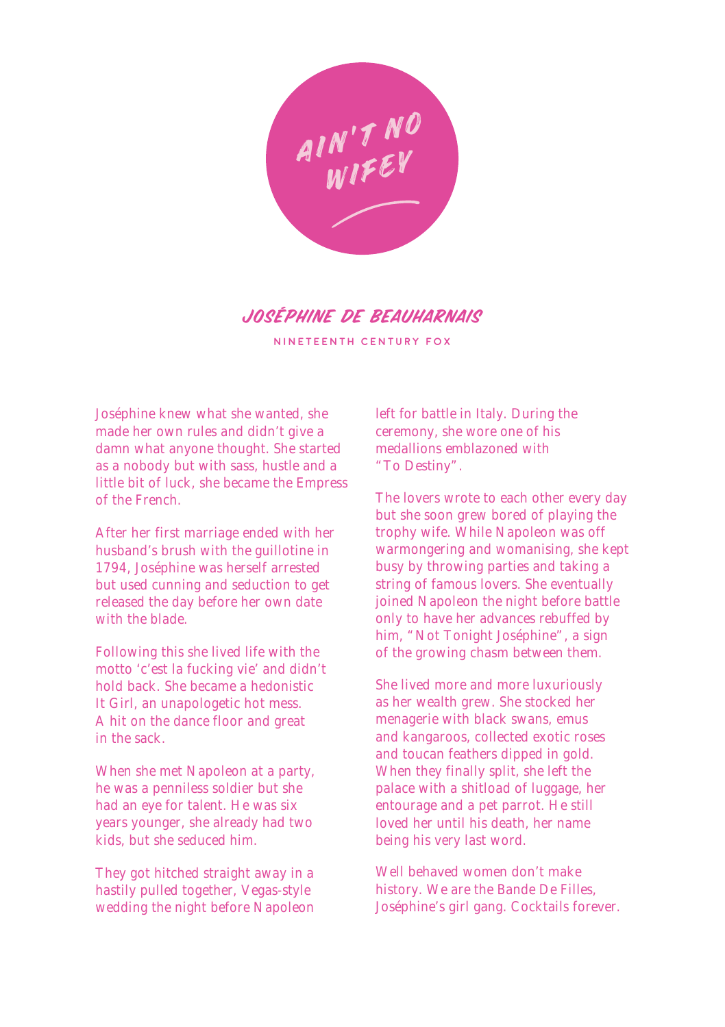AIN'T NO WIFEY

# JOSÉPHINE DE BEAUHARNAIS

NINETEENTH CENTURY FOX

Joséphine knew what she wanted, she made her own rules and didn't give a damn what anyone thought. She started as a nobody but with sass, hustle and a little bit of luck, she became the Empress of the French.

After her first marriage ended with her husband's brush with the guillotine in 1794, Joséphine was herself arrested but used cunning and seduction to get released the day before her own date with the blade.

Following this she lived life with the motto 'c'est la fucking vie' and didn't hold back. She became a hedonistic It Girl, an unapologetic hot mess. A hit on the dance floor and great in the sack.

When she met Napoleon at a party, he was a penniless soldier but she had an eye for talent. He was six years younger, she already had two kids, but she seduced him.

They got hitched straight away in a hastily pulled together, Vegas-style wedding the night before Napoleon left for battle in Italy. During the ceremony, she wore one of his medallions emblazoned with "To Destiny".

The lovers wrote to each other every day but she soon grew bored of playing the trophy wife. While Napoleon was off warmongering and womanising, she kept busy by throwing parties and taking a string of famous lovers. She eventually joined Napoleon the night before battle only to have her advances rebuffed by him, "Not Tonight Joséphine", a sign of the growing chasm between them.

She lived more and more luxuriously as her wealth grew. She stocked her menagerie with black swans, emus and kangaroos, collected exotic roses and toucan feathers dipped in gold. When they finally split, she left the palace with a shitload of luggage, her entourage and a pet parrot. He still loved her until his death, her name being his very last word.

Well behaved women don't make history. We are the Bande De Filles, Joséphine's girl gang. Cocktails forever.